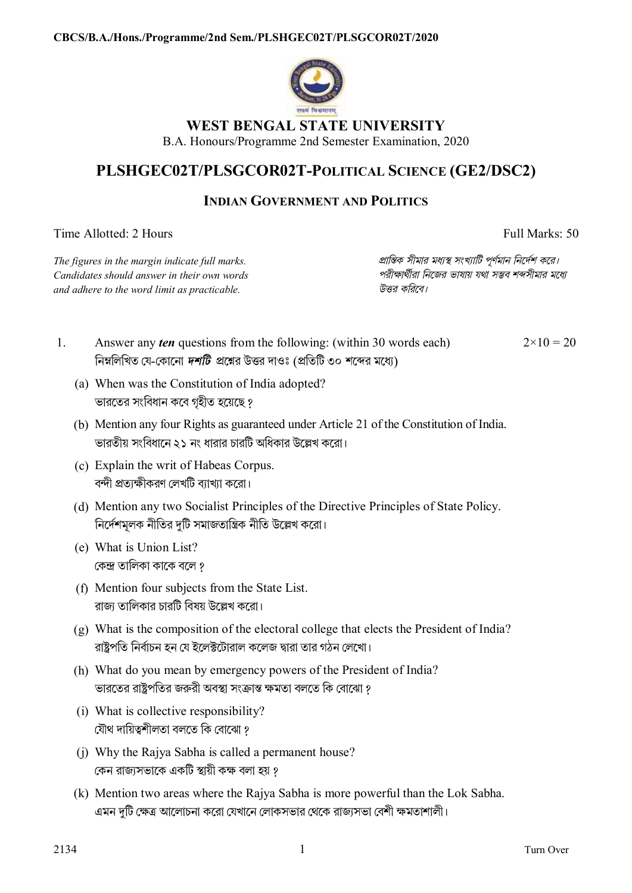# WEST BENGAL STATE UNIVERSITY

B.A. Honours/Programme 2nd Semester Examination, 2020

## PLSHGEC02T/PLSGCOR02T-POLITICAL SCIENCE (GE2/DSC2)

### INDIAN GOVERNMENT AND POLITICS

Time Allotted: 2 Hours　　　　Full Marks: 50

*The figures in the margin indicate full marks. Candidates should answer in their own words and adhere to the word limit as practicable.*

*প্রান্তিক সীমার মধ্যস্থ সংখ্যাটি পূর্ণমান নির্দেশ করে। পরীক্ষার্থীরা নিজের ভাষায় যথা সম্ভব শব্দসীমার মধ্যে উত্তর করিবে।*

1. Answer any ***ten*** questions from the following: (within 30 words each)　　$2\times10 = 20$
   নিম্নলিখিত যে-কোনো ***দশটি*** প্রশ্নের উত্তর দাওঃ (প্রতিটি ৩০ শব্দের মধ্যে)

   (a) When was the Constitution of India adopted?
   ভারতের সংবিধান কবে গৃহীত হয়েছে ?

   (b) Mention any four Rights as guaranteed under Article 21 of the Constitution of India.
   ভারতীয় সংবিধানে ২১ নং ধারার চারটি অধিকার উল্লেখ করো।

   (c) Explain the writ of Habeas Corpus.
   বন্দী প্রত্যক্ষীকরণ লেখটি ব্যাখ্যা করো।

   (d) Mention any two Socialist Principles of the Directive Principles of State Policy.
   নির্দেশমূলক নীতির দুটি সমাজতান্ত্রিক নীতি উল্লেখ করো।

   (e) What is Union List?
   কেন্দ্র তালিকা কাকে বলে ?

   (f) Mention four subjects from the State List.
   রাজ্য তালিকার চারটি বিষয় উল্লেখ করো।

   (g) What is the composition of the electoral college that elects the President of India?
   রাষ্ট্রপতি নির্বাচন হন যে ইলেক্টোরাল কলেজ দ্বারা তার গঠন লেখো।

   (h) What do you mean by emergency powers of the President of India?
   ভারতের রাষ্ট্রপতির জরুরী অবস্থা সংক্রান্ত ক্ষমতা বলতে কি বোঝো ?

   (i) What is collective responsibility?
   যৌথ দায়িত্বশীলতা বলতে কি বোঝো ?

   (j) Why the Rajya Sabha is called a permanent house?
   কেন রাজ্যসভাকে একটি স্থায়ী কক্ষ বলা হয় ?

   (k) Mention two areas where the Rajya Sabha is more powerful than the Lok Sabha.
   এমন দুটি ক্ষেত্র আলোচনা করো যেখানে লোকসভার থেকে রাজ্যসভা বেশী ক্ষমতাশালী।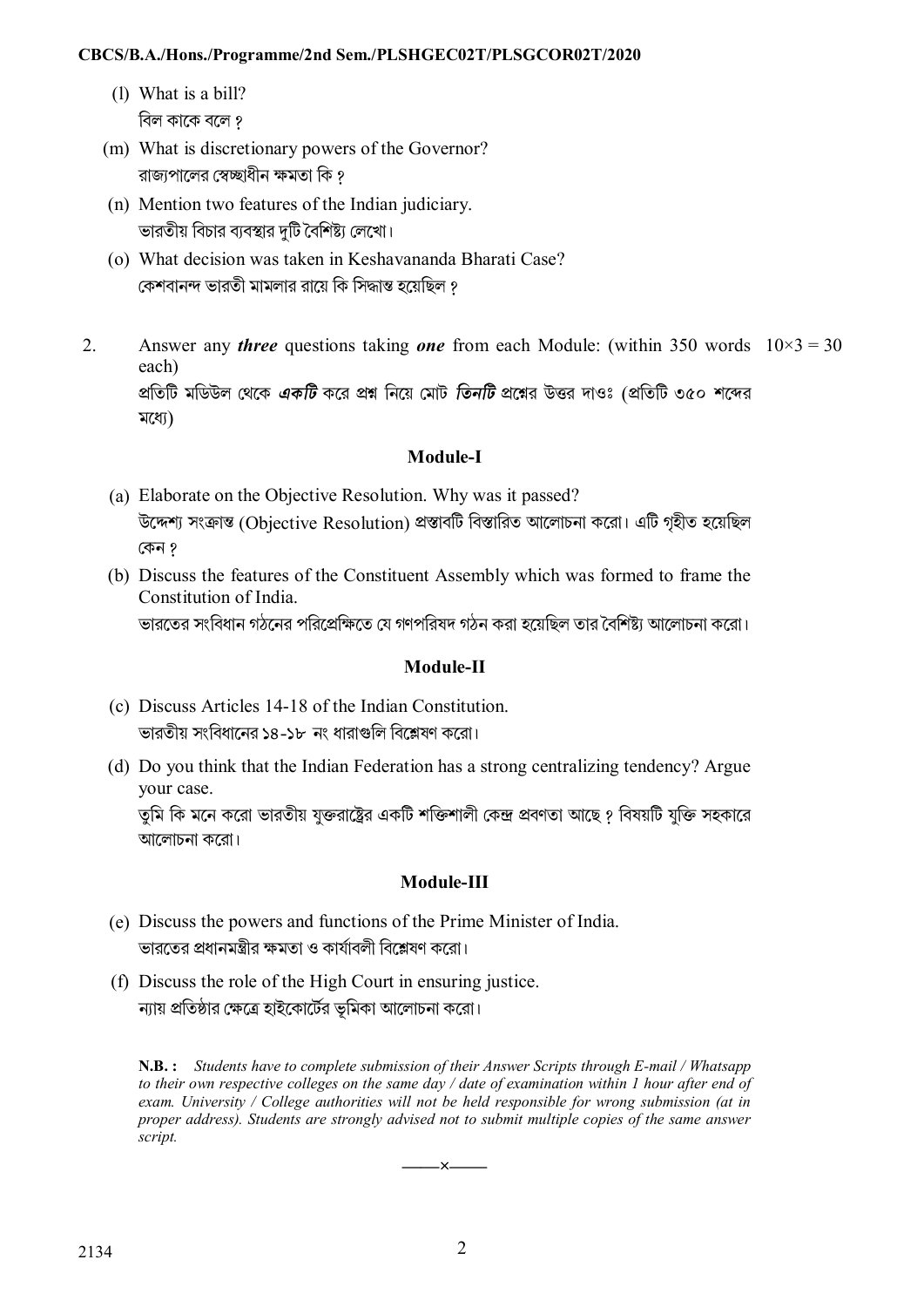(l) What is a bill?
বিল কাকে বলে ?

(m) What is discretionary powers of the Governor?
রাজ্যপালের স্বেচ্ছাধীন ক্ষমতা কি ?

(n) Mention two features of the Indian judiciary.
ভারতীয় বিচার ব্যবস্থার দুটি বৈশিষ্ট্য লেখো।

(o) What decision was taken in Keshavananda Bharati Case?
কেশবানন্দ ভারতী মামলার রায়ে কি সিদ্ধান্ত হয়েছিল ?

2. Answer any ***three*** questions taking ***one*** from each Module: (within 350 words each) $10\times3 = 30$
প্রতিটি মডিউল থেকে ***একটি*** করে প্রশ্ন নিয়ে মোট ***তিনটি*** প্রশ্নের উত্তর দাওঃ (প্রতিটি ৩৫০ শব্দের মধ্যে)

## Module-I

(a) Elaborate on the Objective Resolution. Why was it passed?
উদ্দেশ্য সংক্রান্ত (Objective Resolution) প্রস্তাবটি বিস্তারিত আলোচনা করো। এটি গৃহীত হয়েছিল কেন ?

(b) Discuss the features of the Constituent Assembly which was formed to frame the Constitution of India.
ভারতের সংবিধান গঠনের পরিপ্রেক্ষিতে যে গণপরিষদ গঠন করা হয়েছিল তার বৈশিষ্ট্য আলোচনা করো।

## Module-II

(c) Discuss Articles 14-18 of the Indian Constitution.
ভারতীয় সংবিধানের ১৪-১৮ নং ধারাগুলি বিশ্লেষণ করো।

(d) Do you think that the Indian Federation has a strong centralizing tendency? Argue your case.
তুমি কি মনে করো ভারতীয় যুক্তরাষ্ট্রের একটি শক্তিশালী কেন্দ্র প্রবণতা আছে ? বিষয়টি যুক্তি সহকারে আলোচনা করো।

## Module-III

(e) Discuss the powers and functions of the Prime Minister of India.
ভারতের প্রধানমন্ত্রীর ক্ষমতা ও কার্যাবলী বিশ্লেষণ করো।

(f) Discuss the role of the High Court in ensuring justice.
ন্যায় প্রতিষ্ঠার ক্ষেত্রে হাইকোর্টের ভূমিকা আলোচনা করো।

**N.B. :** *Students have to complete submission of their Answer Scripts through E-mail / Whatsapp to their own respective colleges on the same day / date of examination within 1 hour after end of exam. University / College authorities will not be held responsible for wrong submission (at in proper address). Students are strongly advised not to submit multiple copies of the same answer script.*

——×——